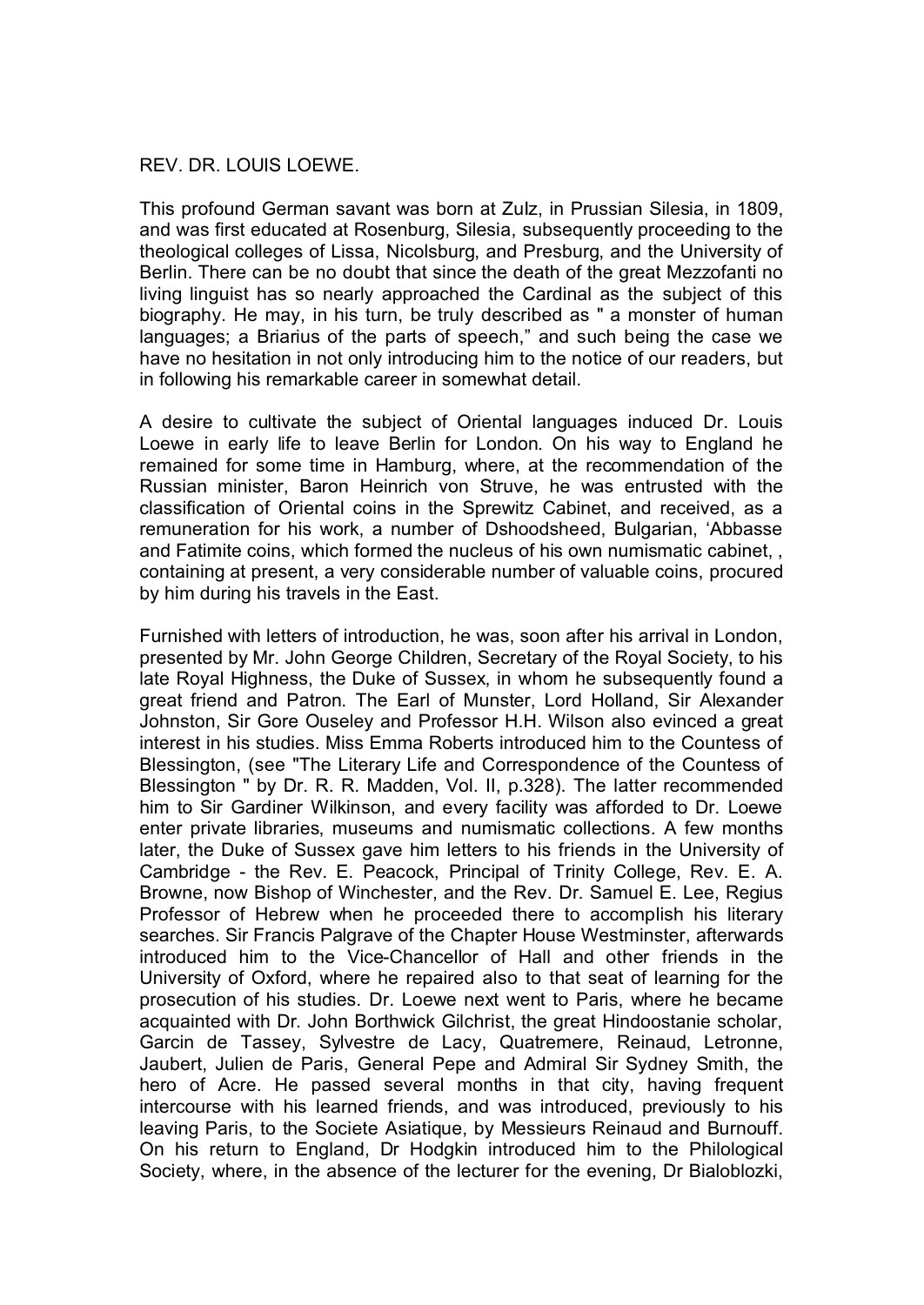# REV. DR. LOUIS LOEWE.

This profound German savant was born at Zulz, in Prussian Silesia, in 1809, and was first educated at Rosenburg, Silesia, subsequently proceeding to the theological colleges of Lissa, Nicolsburg, and Presburg, and the University of Berlin. There can be no doubt that since the death of the great Mezzofanti no living linguist has so nearly approached the Cardinal as the subject of this biography. He may, in his turn, be truly described as " a monster of human languages; a Briarius of the parts of speech," and such being the case we have no hesitation in not only introducing him to the notice of our readers, but in following his remarkable career in somewhat detail.

A desire to cultivate the subject of Oriental languages induced Dr. Louis Loewe in early life to leave Berlin for London. On his way to England he remained for some time in Hamburg, where, at the recommendation of the Russian minister, Baron Heinrich von Struve, he was entrusted with the classification of Oriental coins in the Sprewitz Cabinet, and received, as a remuneration for his work, a number of Dshoodsheed, Bulgarian, 'Abbasse and Fatimite coins, which formed the nucleus of his own numismatic cabinet, , containing at present, a very considerable number of valuable coins, procured by him during his travels in the East.

Furnished with letters of introduction, he was, soon after his arrival in London, presented by Mr. John George Children, Secretary of the Royal Society, to his late Royal Highness, the Duke of Sussex, in whom he subsequently found a great friend and Patron. The Earl of Munster, Lord Holland, Sir Alexander Johnston, Sir Gore Ouseley and Professor H.H. Wilson also evinced a great interest in his studies. Miss Emma Roberts introduced him to the Countess of Blessington, (see "The Literary Life and Correspondence of the Countess of Blessington " by Dr. R. R. Madden, Vol. II, p.328). The latter recommended him to Sir Gardiner Wilkinson, and every facility was afforded to Dr. Loewe enter private libraries, museums and numismatic collections. A few months later, the Duke of Sussex gave him letters to his friends in the University of Cambridge - the Rev. E. Peacock, Principal of Trinity College, Rev. E. A. Browne, now Bishop of Winchester, and the Rev. Dr. Samuel E. Lee, Regius Professor of Hebrew when he proceeded there to accomplish his literary searches. Sir Francis Palgrave of the Chapter House Westminster, afterwards introduced him to the Vice-Chancellor of Hall and other friends in the University of Oxford, where he repaired also to that seat of learning for the prosecution of his studies. Dr. Loewe next went to Paris, where he became acquainted with Dr. John Borthwick Gilchrist, the great Hindoostanie scholar, Garcin de Tassey, Sylvestre de Lacy, Quatremere, Reinaud, Letronne, Jaubert, Julien de Paris, General Pepe and Admiral Sir Sydney Smith, the hero of Acre. He passed several months in that city, having frequent intercourse with his learned friends, and was introduced, previously to his leaving Paris, to the Societe Asiatique, by Messieurs Reinaud and Burnouff. On his return to England, Dr Hodgkin introduced him to the Philological Society, where, in the absence of the lecturer for the evening, Dr Bialoblozki,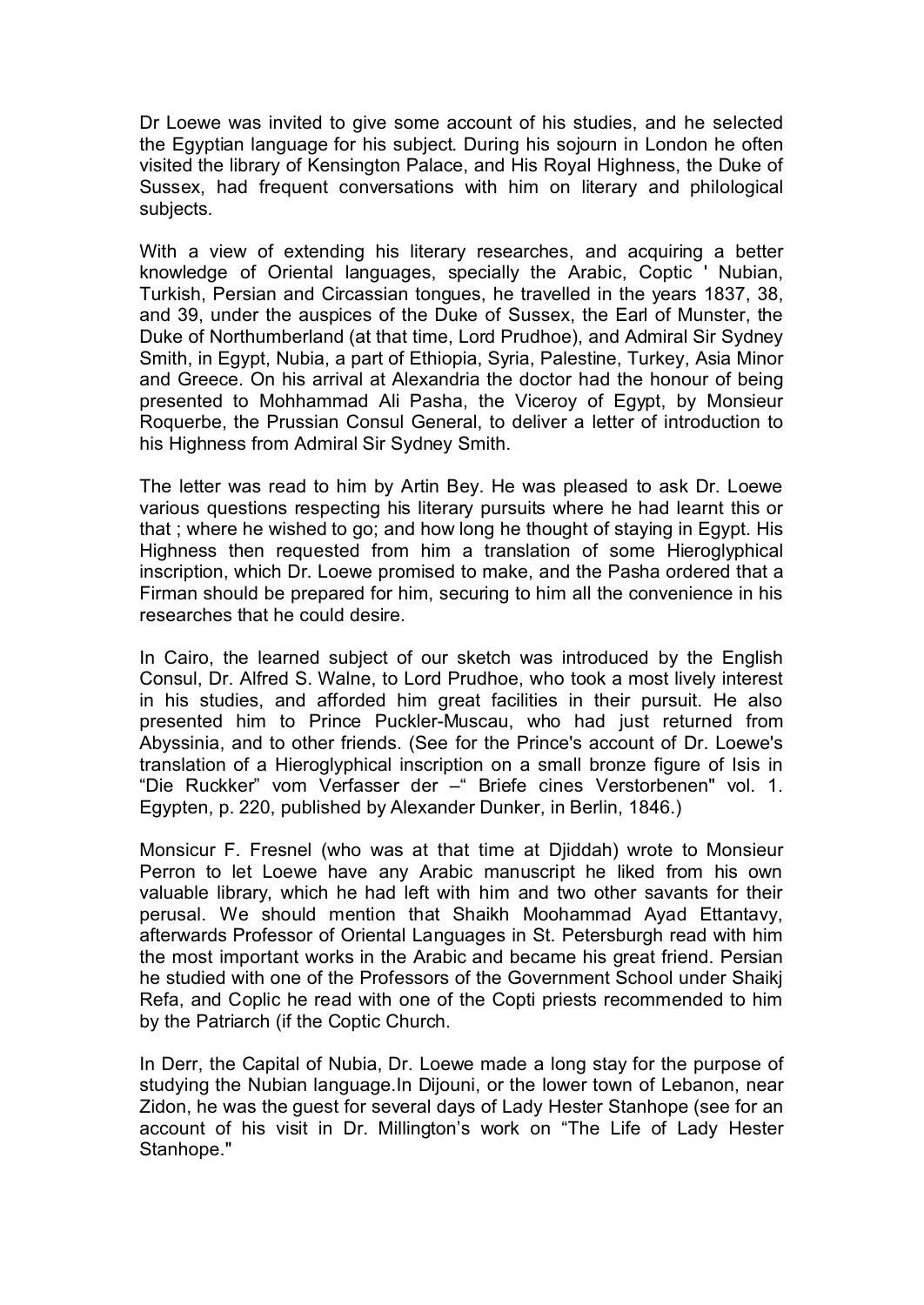Dr Loewe was invited to give some account of his studies, and he selected the Egyptian language for his subject. During his sojourn in London he often visited the library of Kensington Palace, and His Royal Highness, the Duke of Sussex, had frequent conversations with him on literary and philological subjects.

With a view of extending his literary researches, and acquiring a better knowledge of Oriental languages, specially the Arabic, Coptic ' Nubian, Turkish, Persian and Circassian tongues, he travelled in the years 1837, 38, and 39, under the auspices of the Duke of Sussex, the Earl of Munster, the Duke of Northumberland (at that time, Lord Prudhoe), and Admiral Sir Sydney Smith, in Egypt, Nubia, a part of Ethiopia, Syria, Palestine, Turkey, Asia Minor and Greece. On his arrival at Alexandria the doctor had the honour of being presented to Mohammad Ali Pasha, the Viceroy of Egypt, by Monsieur Roquerbe, the Prussian Consul General, to deliver a letter of introduction to his Highness from Admiral Sir Sydney Smith.

The letter was read to him by Artin Bey. He was pleased to ask Dr. Loewe various questions respecting his literary pursuits where he had learnt this or that ; where he wished to go; and how long he thought of staying in Egypt. His Highness then requested from him a translation of some Hieroglyphical inscription, which Dr. Loewe promised to make, and the Pasha ordered that a Firman should be prepared for him, securing to him all the convenience in his researches that he could desire.

In Cairo, the learned subject of our sketch was introduced by the English Consul, Dr. Alfred S. Walne, to Lord Prudhoe, who took a most lively interest in his studies, and afforded him great facilities in their pursuit. He also presented him to Prince Puckler-Muscau, who had just returned from Abyssinia, and to other friends. (See for the Prince's account of Dr. Loewe's translation of a Hieroglyphical inscription on a small bronze figure of Isis in "Die Ruckker" vom Verfasser der –" Briefe cines Verstorbenen" vol. 1. Egypten, p. 220, published by Alexander Dunker, in Berlin, 1846.)

Monsicur F. Fresnel (who was at that time at Djiddah) wrote to Monsieur Perron to let Loewe have any Arabic manuscript he liked from his own valuable library, which he had left with him and two other savants for their perusal. We should mention that Shaikh Moohammad Ayad Ettantavy, afterwards Professor of Oriental Languages in St. Petersburgh read with him the most important works in the Arabic and became his great friend. Persian he studied with one of the Professors of the Government School under Shaikj Refa, and Coplic he read with one of the Copti priests recommended to him by the Patriarch (if the Coptic Church.

In Derr, the Capital of Nubia, Dr. Loewe made a long stay for the purpose of studying the Nubian language.In Dijouni, or the lower town of Lebanon, near Zidon, he was the guest for several days of Lady Hester Stanhope (see for an account of his visit in Dr. Millington's work on "The Life of Lady Hester Stanhope."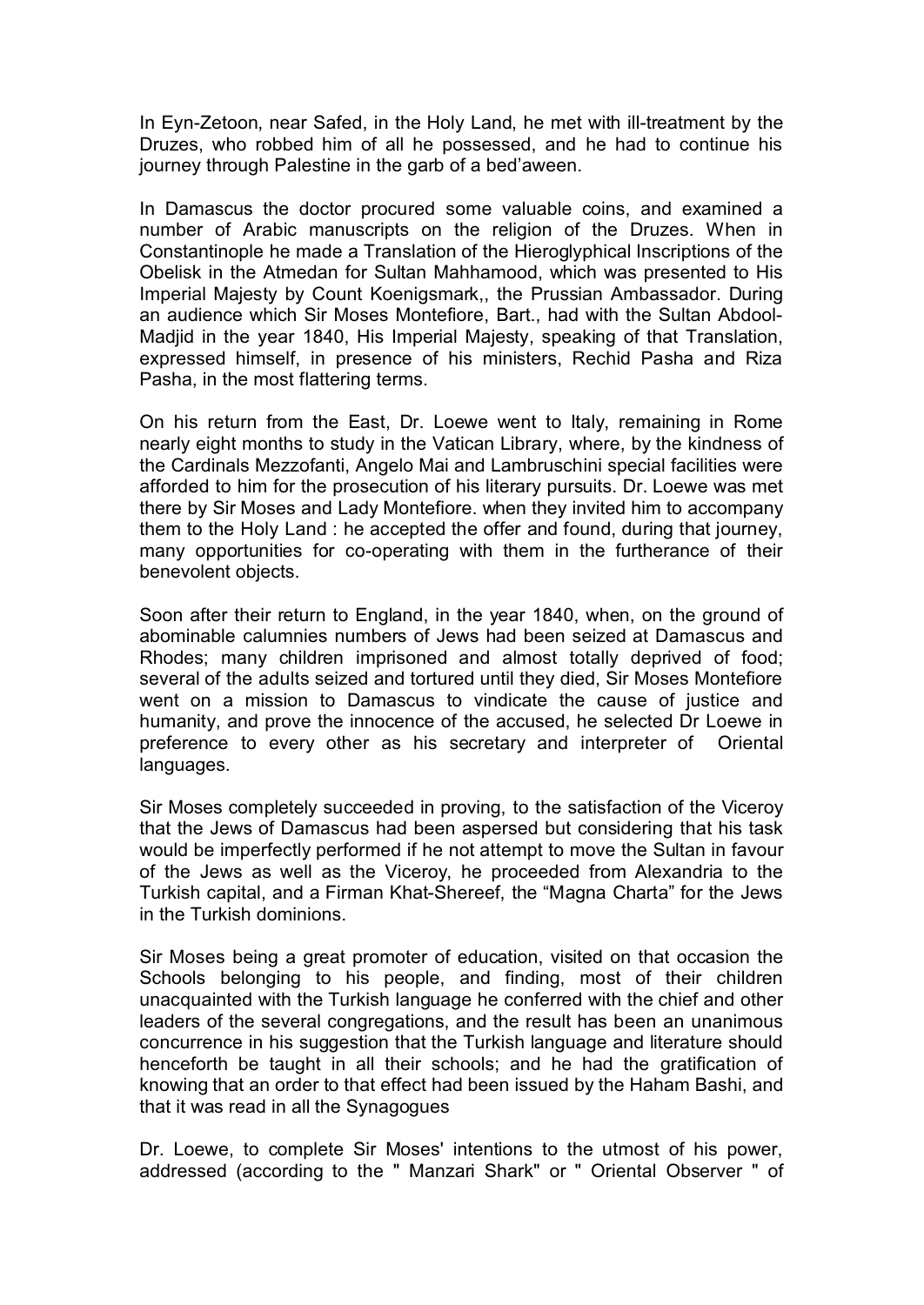In Eyn-Zetoon, near Safed, in the Holy Land, he met with ill-treatment by the Druzes, who robbed him of all he possessed, and he had to continue his journey through Palestine in the garb of a bed'aween.

In Damascus the doctor procured some valuable coins, and examined a number of Arabic manuscripts on the religion of the Druzes. When in Constantinople he made a Translation of the Hieroglyphical Inscriptions of the Obelisk in the Atmedan for Sultan Mahhamood, which was presented to His Imperial Majesty by Count Koenigsmark,, the Prussian Ambassador. During an audience which Sir Moses Montefiore, Bart., had with the Sultan Abdool-Madjid in the year 1840, His Imperial Majesty, speaking of that Translation, expressed himself, in presence of his ministers, Rechid Pasha and Riza Pasha, in the most flattering terms.

On his return from the East, Dr. Loewe went to Italy, remaining in Rome nearly eight months to study in the Vatican Library, where, by the kindness of the Cardinals Mezzofanti, Angelo Mai and Lambruschini special facilities were afforded to him for the prosecution of his literary pursuits. Dr. Loewe was met there by Sir Moses and Lady Montefiore. when they invited him to accompany them to the Holy Land : he accepted the offer and found, during that journey, many opportunities for co-operating with them in the furtherance of their benevolent objects.

Soon after their return to England, in the year 1840, when, on the ground of abominable calumnies numbers of Jews had been seized at Damascus and Rhodes; many children imprisoned and almost totally deprived of food; several of the adults seized and tortured until they died, Sir Moses Montefiore went on a mission to Damascus to vindicate the cause of justice and humanity, and prove the innocence of the accused, he selected Dr Loewe in preference to every other as his secretary and interpreter of Oriental languages.

Sir Moses completely succeeded in proving, to the satisfaction of the Viceroy that the Jews of Damascus had been aspersed but considering that his task would be imperfectly performed if he not attempt to move the Sultan in favour of the Jews as well as the Viceroy, he proceeded from Alexandria to the Turkish capital, and a Firman Khat-Shereef, the "Magna Charta" for the Jews in the Turkish dominions.

Sir Moses being a great promoter of education, visited on that occasion the Schools belonging to his people, and finding, most of their children unacquainted with the Turkish language he conferred with the chief and other leaders of the several congregations, and the result has been an unanimous concurrence in his suggestion that the Turkish language and literature should henceforth be taught in all their schools; and he had the gratification of knowing that an order to that effect had been issued by the Haham Bashi, and that it was read in all the Synagogues

Dr. Loewe, to complete Sir Moses' intentions to the utmost of his power, addressed (according to the " Manzari Shark" or " Oriental Observer " of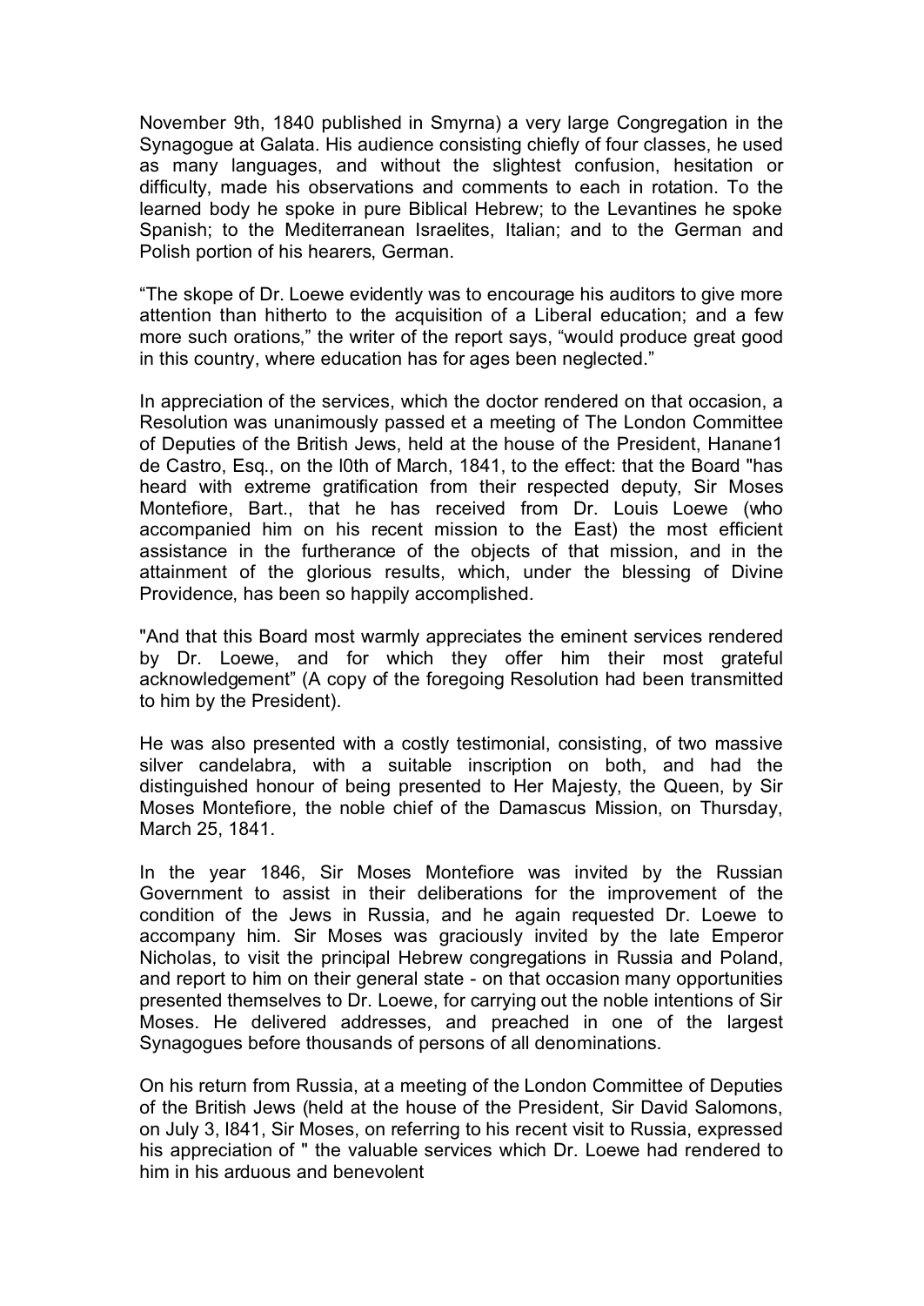November 9th, 1840 published in Smyrna) a very large Congregation in the Synagogue at Galata. His audience consisting chiefly of four classes, he used as many languages, and without the slightest confusion, hesitation or difficulty, made his observations and comments to each in rotation. To the learned body he spoke in pure Biblical Hebrew; to the Levantines he spoke Spanish; to the Mediterranean Israelites, Italian; and to the German and Polish portion of his hearers, German.

“The skope of Dr. Loewe evidently was to encourage his auditors to give more attention than hitherto to the acquisition of a Liberal education; and a few more such orations,” the writer of the report says, “would produce great good in this country, where education has for ages been neglected.”

In appreciation of the services, which the doctor rendered on that occasion, a Resolution was unanimously passed et a meeting of The London Committee of Deputies of the British Jews, held at the house of the President, Hanane1 de Castro, Esq., on the l0th of March, 1841, to the effect: that the Board "has heard with extreme gratification from their respected deputy, Sir Moses Montefiore, Bart., that he has received from Dr. Louis Loewe (who accompanied him on his recent mission to the East) the most efficient assistance in the furtherance of the objects of that mission, and in the attainment of the glorious results, which, under the blessing of Divine Providence, has been so happily accomplished.

"And that this Board most warmly appreciates the eminent services rendered by Dr. Loewe, and for which they offer him their most grateful acknowledgement” (A copy of the foregoing Resolution had been transmitted to him by the President).

He was also presented with a costly testimonial, consisting, of two massive silver candelabra, with a suitable inscription on both, and had the distinguished honour of being presented to Her Majesty, the Queen, by Sir Moses Montefiore, the noble chief of the Damascus Mission, on Thursday, March 25, 1841.

In the year 1846, Sir Moses Montefiore was invited by the Russian Government to assist in their deliberations for the improvement of the condition of the Jews in Russia, and he again requested Dr. Loewe to accompany him. Sir Moses was graciously invited by the late Emperor Nicholas, to visit the principal Hebrew congregations in Russia and Poland, and report to him on their general state - on that occasion many opportunities presented themselves to Dr. Loewe, for carrying out the noble intentions of Sir Moses. He delivered addresses, and preached in one of the largest Synagogues before thousands of persons of all denominations.

On his return from Russia, at a meeting of the London Committee of Deputies of the British Jews (held at the house of the President, Sir David Salomons, on July 3, I841, Sir Moses, on referring to his recent visit to Russia, expressed his appreciation of " the valuable services which Dr. Loewe had rendered to him in his arduous and benevolent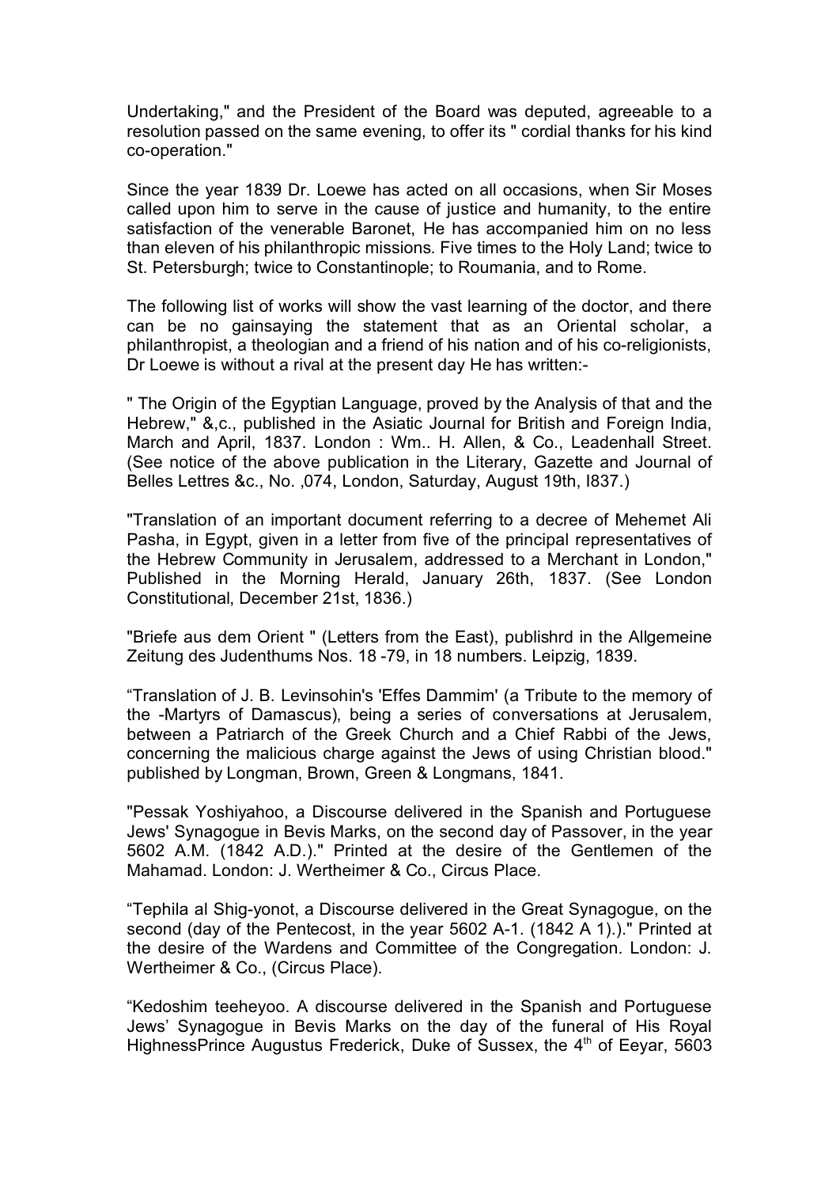Undertaking," and the President of the Board was deputed, agreeable to a resolution passed on the same evening, to offer its " cordial thanks for his kind co-operation."

Since the year 1839 Dr. Loewe has acted on all occasions, when Sir Moses called upon him to serve in the cause of justice and humanity, to the entire satisfaction of the venerable Baronet, He has accompanied him on no less than eleven of his philanthropic missions. Five times to the Holy Land; twice to St. Petersburgh; twice to Constantinople; to Roumania, and to Rome.

The following list of works will show the vast learning of the doctor, and there can be no gainsaying the statement that as an Oriental scholar, a philanthropist, a theologian and a friend of his nation and of his co-religionists, Dr Loewe is without a rival at the present day He has written:-

" The Origin of the Egyptian Language, proved by the Analysis of that and the Hebrew," &,c., published in the Asiatic Journal for British and Foreign India, March and April, 1837. London : Wm.. H. Allen, & Co., Leadenhall Street. (See notice of the above publication in the Literary, Gazette and Journal of Belles Lettres &c., No. ,074, London, Saturday, August 19th, I837.)

"Translation of an important document referring to a decree of Mehemet Ali Pasha, in Egypt, given in a letter from five of the principal representatives of the Hebrew Community in Jerusalem, addressed to a Merchant in London," Published in the Morning Herald, January 26th, 1837. (See London Constitutional, December 21st, 1836.)

"Briefe aus dem Orient " (Letters from the East), publishrd in the Allgemeine Zeitung des Judenthums Nos. 18 -79, in 18 numbers. Leipzig, 1839.

“Translation of J. B. Levinsohin's 'Effes Dammim' (a Tribute to the memory of the -Martyrs of Damascus), being a series of conversations at Jerusalem, between a Patriarch of the Greek Church and a Chief Rabbi of the Jews, concerning the malicious charge against the Jews of using Christian blood." published by Longman, Brown, Green & Longmans, 1841.

"Pessak Yoshiyahoo, a Discourse delivered in the Spanish and Portuguese Jews' Synagogue in Bevis Marks, on the second day of Passover, in the year 5602 A.M. (1842 A.D.)." Printed at the desire of the Gentlemen of the Mahamad. London: J. Wertheimer & Co., Circus Place.

“Tephila al Shig-yonot, a Discourse delivered in the Great Synagogue, on the second (day of the Pentecost, in the year 5602 A-1. (1842 A 1).)." Printed at the desire of the Wardens and Committee of the Congregation. London: J. Wertheimer & Co., (Circus Place).

“Kedoshim teeheyoo. A discourse delivered in the Spanish and Portuguese Jews’ Synagogue in Bevis Marks on the day of the funeral of His Royal HighnessPrince Augustus Frederick, Duke of Sussex, the 4th of Eeyar, 5603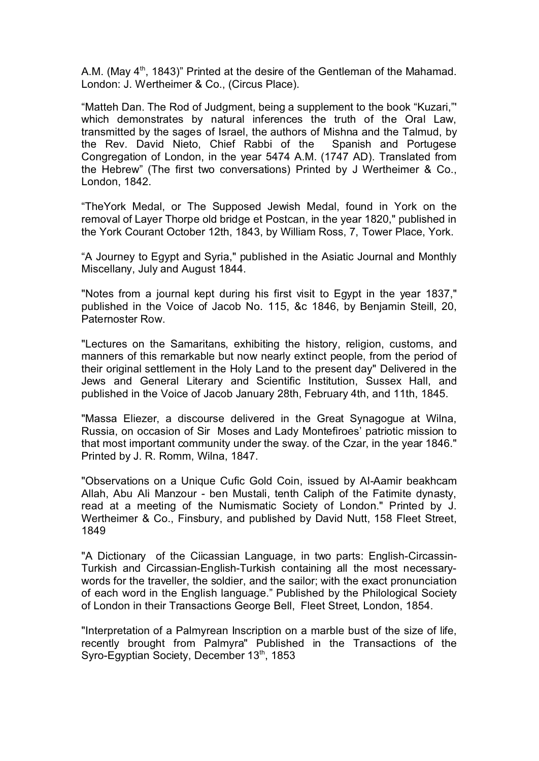A.M. (May 4th, 1843)" Printed at the desire of the Gentleman of the Mahamad. London: J. Wertheimer & Co., (Circus Place).

"Matteh Dan. The Rod of Judgment, being a supplement to the book "Kuzari,"' which demonstrates by natural inferences the truth of the Oral Law, transmitted by the sages of Israel, the authors of Mishna and the Talmud, by the Rev. David Nieto, Chief Rabbi of the Spanish and Portugese Congregation of London, in the year 5474 A.M. (1747 AD). Translated from the Hebrew" (The first two conversations) Printed by J Wertheimer & Co., London, 1842.

"TheYork Medal, or The Supposed Jewish Medal, found in York on the removal of Layer Thorpe old bridge et Postcan, in the year 1820," published in the York Courant October 12th, 1843, by William Ross, 7, Tower Place, York.

"A Journey to Egypt and Syria," published in the Asiatic Journal and Monthly Miscellany, July and August 1844.

"Notes from a journal kept during his first visit to Egypt in the year 1837," published in the Voice of Jacob No. 115, &c 1846, by Benjamin Steill, 20, Paternoster Row.

"Lectures on the Samaritans, exhibiting the history, religion, customs, and manners of this remarkable but now nearly extinct people, from the period of their original settlement in the Holy Land to the present day" Delivered in the Jews and General Literary and Scientific Institution, Sussex Hall, and published in the Voice of Jacob January 28th, February 4th, and 11th, 1845.

"Massa Eliezer, a discourse delivered in the Great Synagogue at Wilna, Russia, on occasion of Sir Moses and Lady Montefiroes' patriotic mission to that most important community under the sway. of the Czar, in the year 1846." Printed by J. R. Romm, Wilna, 1847.

"Observations on a Unique Cufic Gold Coin, issued by Al-Aamir beakhcam Allah, Abu Ali Manzour - ben Mustali, tenth Caliph of the Fatimite dynasty, read at a meeting of the Numismatic Society of London." Printed by J. Wertheimer & Co., Finsbury, and published by David Nutt, 158 Fleet Street, 1849

"A Dictionary of the Ciicassian Language, in two parts: English-Circassin-Turkish and Circassian-English-Turkish containing all the most necessary-words for the traveller, the soldier, and the sailor; with the exact pronunciation of each word in the English language." Published by the Philological Society of London in their Transactions George Bell, Fleet Street, London, 1854.

"Interpretation of a Palmyrean Inscription on a marble bust of the size of life, recently brought from Palmyra" Published in the Transactions of the Syro-Egyptian Society, December 13th, 1853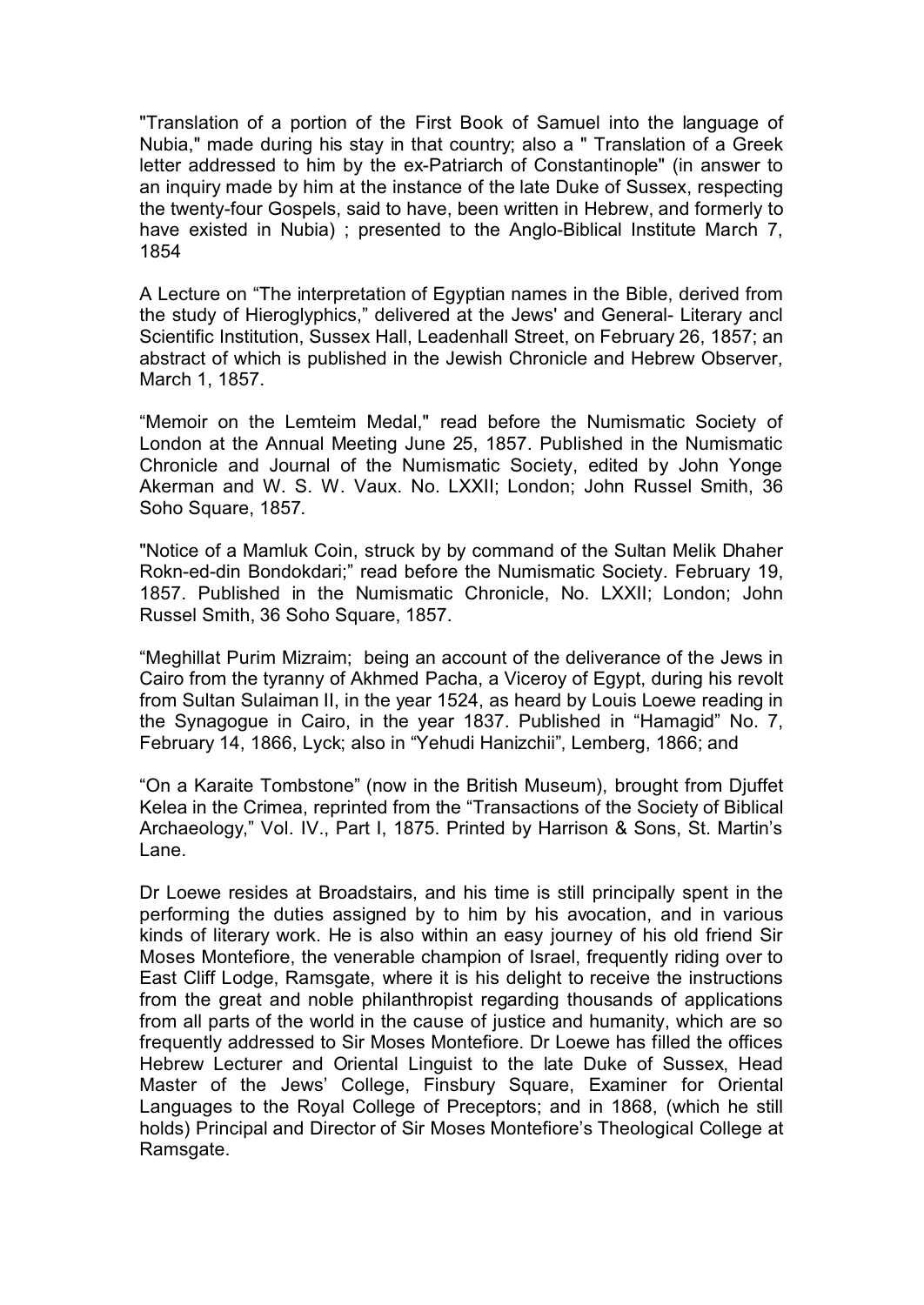"Translation of a portion of the First Book of Samuel into the language of Nubia," made during his stay in that country; also a " Translation of a Greek letter addressed to him by the ex-Patriarch of Constantinople" (in answer to an inquiry made by him at the instance of the late Duke of Sussex, respecting the twenty-four Gospels, said to have, been written in Hebrew, and formerly to have existed in Nubia) ; presented to the Anglo-Biblical Institute March 7, 1854

A Lecture on "The interpretation of Egyptian names in the Bible, derived from the study of Hieroglyphics," delivered at the Jews' and General- Literary ancl Scientific Institution, Sussex Hall, Leadenhall Street, on February 26, 1857; an abstract of which is published in the Jewish Chronicle and Hebrew Observer, March 1, 1857.

"Memoir on the Lemteim Medal," read before the Numismatic Society of London at the Annual Meeting June 25, 1857. Published in the Numismatic Chronicle and Journal of the Numismatic Society, edited by John Yonge Akerman and W. S. W. Vaux. No. LXXII; London; John Russel Smith, 36 Soho Square, 1857.

"Notice of a Mamluk Coin, struck by by command of the Sultan Melik Dhaher Rokn-ed-din Bondokdari;" read before the Numismatic Society. February 19, 1857. Published in the Numismatic Chronicle, No. LXXII; London; John Russel Smith, 36 Soho Square, 1857.

"Meghillat Purim Mizraim; being an account of the deliverance of the Jews in Cairo from the tyranny of Akhmed Pacha, a Viceroy of Egypt, during his revolt from Sultan Sulaiman II, in the year 1524, as heard by Louis Loewe reading in the Synagogue in Cairo, in the year 1837. Published in "Hamagid" No. 7, February 14, 1866, Lyck; also in "Yehudi Hanizchii", Lemberg, 1866; and

"On a Karaite Tombstone" (now in the British Museum), brought from Djuffet Kelea in the Crimea, reprinted from the "Transactions of the Society of Biblical Archaeology," Vol. IV., Part I, 1875. Printed by Harrison & Sons, St. Martin's Lane.

Dr Loewe resides at Broadstairs, and his time is still principally spent in the performing the duties assigned by to him by his avocation, and in various kinds of literary work. He is also within an easy journey of his old friend Sir Moses Montefiore, the venerable champion of Israel, frequently riding over to East Cliff Lodge, Ramsgate, where it is his delight to receive the instructions from the great and noble philanthropist regarding thousands of applications from all parts of the world in the cause of justice and humanity, which are so frequently addressed to Sir Moses Montefiore. Dr Loewe has filled the offices Hebrew Lecturer and Oriental Linguist to the late Duke of Sussex, Head Master of the Jews' College, Finsbury Square, Examiner for Oriental Languages to the Royal College of Preceptors; and in 1868, (which he still holds) Principal and Director of Sir Moses Montefiore's Theological College at Ramsgate.